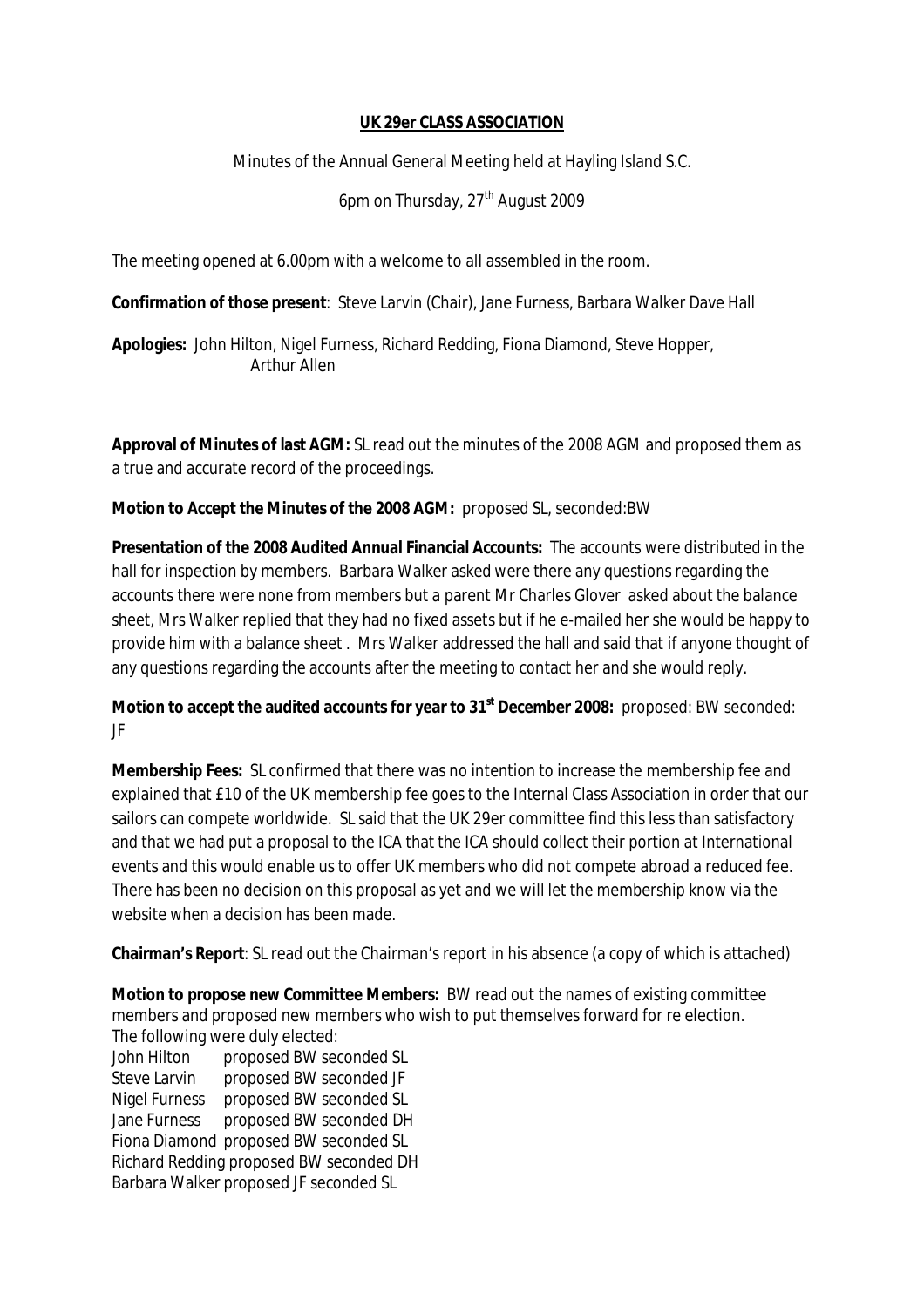# UK 29er CLASS ASSOCIATION

Minutes of the Annual General Meeting held at Hayling Island S.C.

6pm on Thursday, 27th August 2009

The meeting opened at 6.00pm with a welcome to all assembled in the room.

**Confirmation of those present**: Steve Larvin (Chair), Jane Furness, Barbara Walker Dave Hall

**Apologies:** John Hilton, Nigel Furness, Richard Redding, Fiona Diamond, Steve Hopper, Arthur Allen

**Approval of Minutes of last AGM:** SL read out the minutes of the 2008 AGM and proposed them as a true and accurate record of the proceedings.

**Motion to Accept the Minutes of the 2008 AGM:** proposed SL, seconded:BW

**Presentation of the 2008 Audited Annual Financial Accounts:** The accounts were distributed in the hall for inspection by members. Barbara Walker asked were there any questions regarding the accounts there were none from members but a parent Mr Charles Glover asked about the balance sheet, Mrs Walker replied that they had no fixed assets but if he e-mailed her she would be happy to provide him with a balance sheet . Mrs Walker addressed the hall and said that if anyone thought of any questions regarding the accounts after the meeting to contact her and she would reply.

**Motion to accept the audited accounts for year to 31st December 2008:** proposed: BW seconded: JF

**Membership Fees:** SL confirmed that there was no intention to increase the membership fee and explained that £10 of the UK membership fee goes to the Internal Class Association in order that our sailors can compete worldwide. SL said that the UK 29er committee find this less than satisfactory and that we had put a proposal to the ICA that the ICA should collect their portion at International events and this would enable us to offer UK members who did not compete abroad a reduced fee. There has been no decision on this proposal as yet and we will let the membership know via the website when a decision has been made.

**Chairman's Report**: SL read out the Chairman's report in his absence (a copy of which is attached)

**Motion to propose new Committee Members:** BW read out the names of existing committee members and proposed new members who wish to put themselves forward for re election.
The following were duly elected:

John Hilton proposed BW seconded SL
Steve Larvin proposed BW seconded JF
Nigel Furness proposed BW seconded SL
Jane Furness proposed BW seconded DH
Fiona Diamond proposed BW seconded SL
Richard Redding proposed BW seconded DH
Barbara Walker proposed JF seconded SL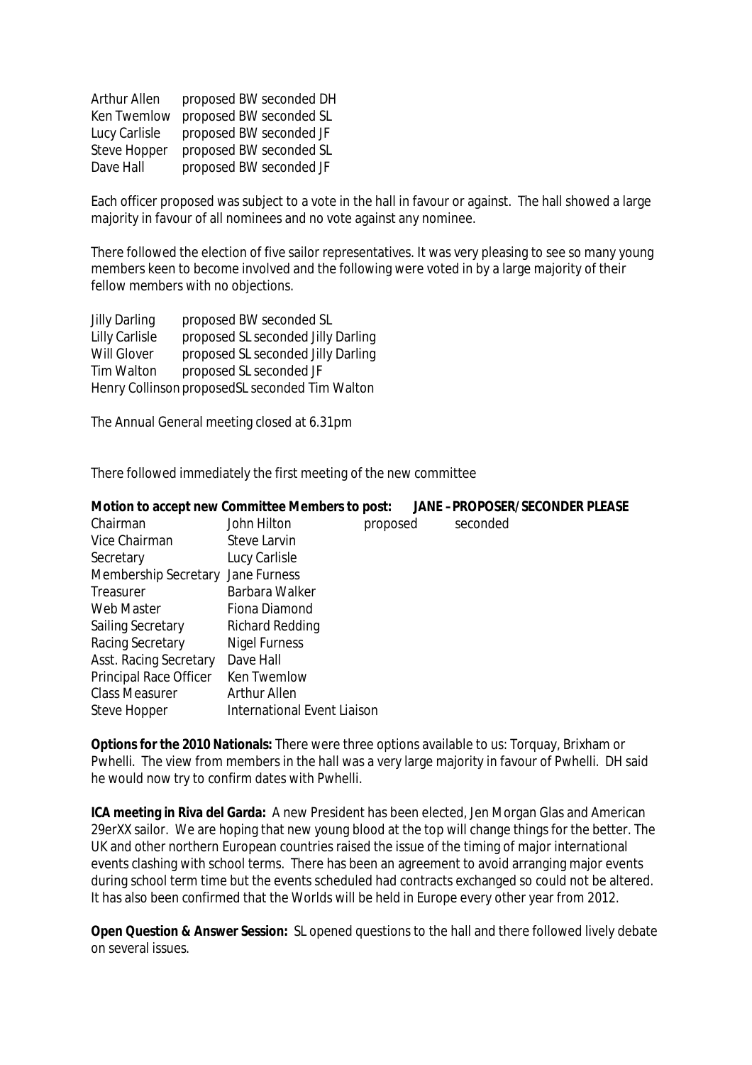| | |
|---|---|
| Arthur Allen | proposed BW seconded DH |
| Ken Twemlow | proposed BW seconded SL |
| Lucy Carlisle | proposed BW seconded JF |
| Steve Hopper | proposed BW seconded SL |
| Dave Hall | proposed BW seconded JF |

Each officer proposed was subject to a vote in the hall in favour or against. The hall showed a large majority in favour of all nominees and no vote against any nominee.

There followed the election of five sailor representatives. It was very pleasing to see so many young members keen to become involved and the following were voted in by a large majority of their fellow members with no objections.

| | |
|---|---|
| Jilly Darling | proposed BW seconded SL |
| Lilly Carlisle | proposed SL seconded Jilly Darling |
| Will Glover | proposed SL seconded Jilly Darling |
| Tim Walton | proposed SL seconded JF |
| Henry Collinson | proposedSL seconded Tim Walton |

The Annual General meeting closed at 6.31pm

There followed immediately the first meeting of the new committee

**Motion to accept new Committee Members to post: JANE – PROPOSER/SECONDER PLEASE**

| | | | |
|---|---|---|---|
| Chairman | John Hilton | proposed | seconded |
| Vice Chairman | Steve Larvin | | |
| Secretary | Lucy Carlisle | | |
| Membership Secretary | Jane Furness | | |
| Treasurer | Barbara Walker | | |
| Web Master | Fiona Diamond | | |
| Sailing Secretary | Richard Redding | | |
| Racing Secretary | Nigel Furness | | |
| Asst. Racing Secretary | Dave Hall | | |
| Principal Race Officer | Ken Twemlow | | |
| Class Measurer | Arthur Allen | | |
| Steve Hopper | International Event Liaison | | |

**Options for the 2010 Nationals:** There were three options available to us: Torquay, Brixham or Pwhelli. The view from members in the hall was a very large majority in favour of Pwhelli. DH said he would now try to confirm dates with Pwhelli.

**ICA meeting in Riva del Garda:** A new President has been elected, Jen Morgan Glas and American 29erXX sailor. We are hoping that new young blood at the top will change things for the better. The UK and other northern European countries raised the issue of the timing of major international events clashing with school terms. There has been an agreement to avoid arranging major events during school term time but the events scheduled had contracts exchanged so could not be altered. It has also been confirmed that the Worlds will be held in Europe every other year from 2012.

**Open Question & Answer Session:** SL opened questions to the hall and there followed lively debate on several issues.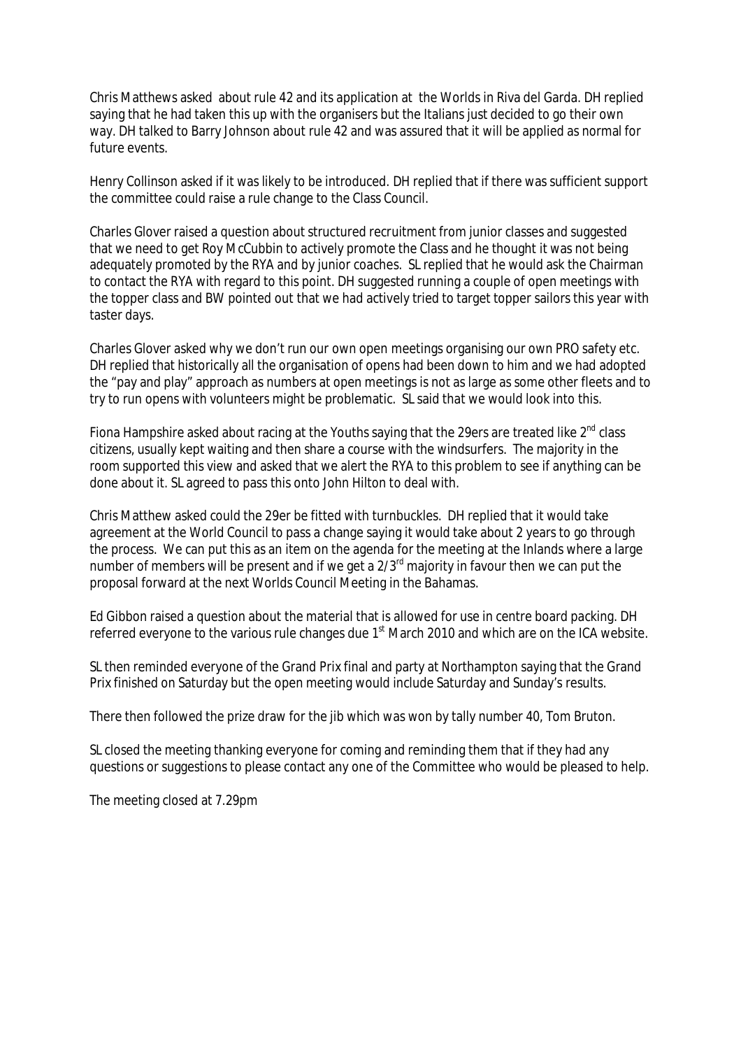Chris Matthews asked about rule 42 and its application at the Worlds in Riva del Garda. DH replied saying that he had taken this up with the organisers but the Italians just decided to go their own way. DH talked to Barry Johnson about rule 42 and was assured that it will be applied as normal for future events.

Henry Collinson asked if it was likely to be introduced. DH replied that if there was sufficient support the committee could raise a rule change to the Class Council.

Charles Glover raised a question about structured recruitment from junior classes and suggested that we need to get Roy McCubbin to actively promote the Class and he thought it was not being adequately promoted by the RYA and by junior coaches. SL replied that he would ask the Chairman to contact the RYA with regard to this point. DH suggested running a couple of open meetings with the topper class and BW pointed out that we had actively tried to target topper sailors this year with taster days.

Charles Glover asked why we don't run our own open meetings organising our own PRO safety etc. DH replied that historically all the organisation of opens had been down to him and we had adopted the "pay and play" approach as numbers at open meetings is not as large as some other fleets and to try to run opens with volunteers might be problematic. SL said that we would look into this.

Fiona Hampshire asked about racing at the Youths saying that the 29ers are treated like 2nd class citizens, usually kept waiting and then share a course with the windsurfers. The majority in the room supported this view and asked that we alert the RYA to this problem to see if anything can be done about it. SL agreed to pass this onto John Hilton to deal with.

Chris Matthew asked could the 29er be fitted with turnbuckles. DH replied that it would take agreement at the World Council to pass a change saying it would take about 2 years to go through the process. We can put this as an item on the agenda for the meeting at the Inlands where a large number of members will be present and if we get a 2/3rd majority in favour then we can put the proposal forward at the next Worlds Council Meeting in the Bahamas.

Ed Gibbon raised a question about the material that is allowed for use in centre board packing. DH referred everyone to the various rule changes due 1st March 2010 and which are on the ICA website.

SL then reminded everyone of the Grand Prix final and party at Northampton saying that the Grand Prix finished on Saturday but the open meeting would include Saturday and Sunday's results.

There then followed the prize draw for the jib which was won by tally number 40, Tom Bruton.

SL closed the meeting thanking everyone for coming and reminding them that if they had any questions or suggestions to please contact any one of the Committee who would be pleased to help.

The meeting closed at 7.29pm